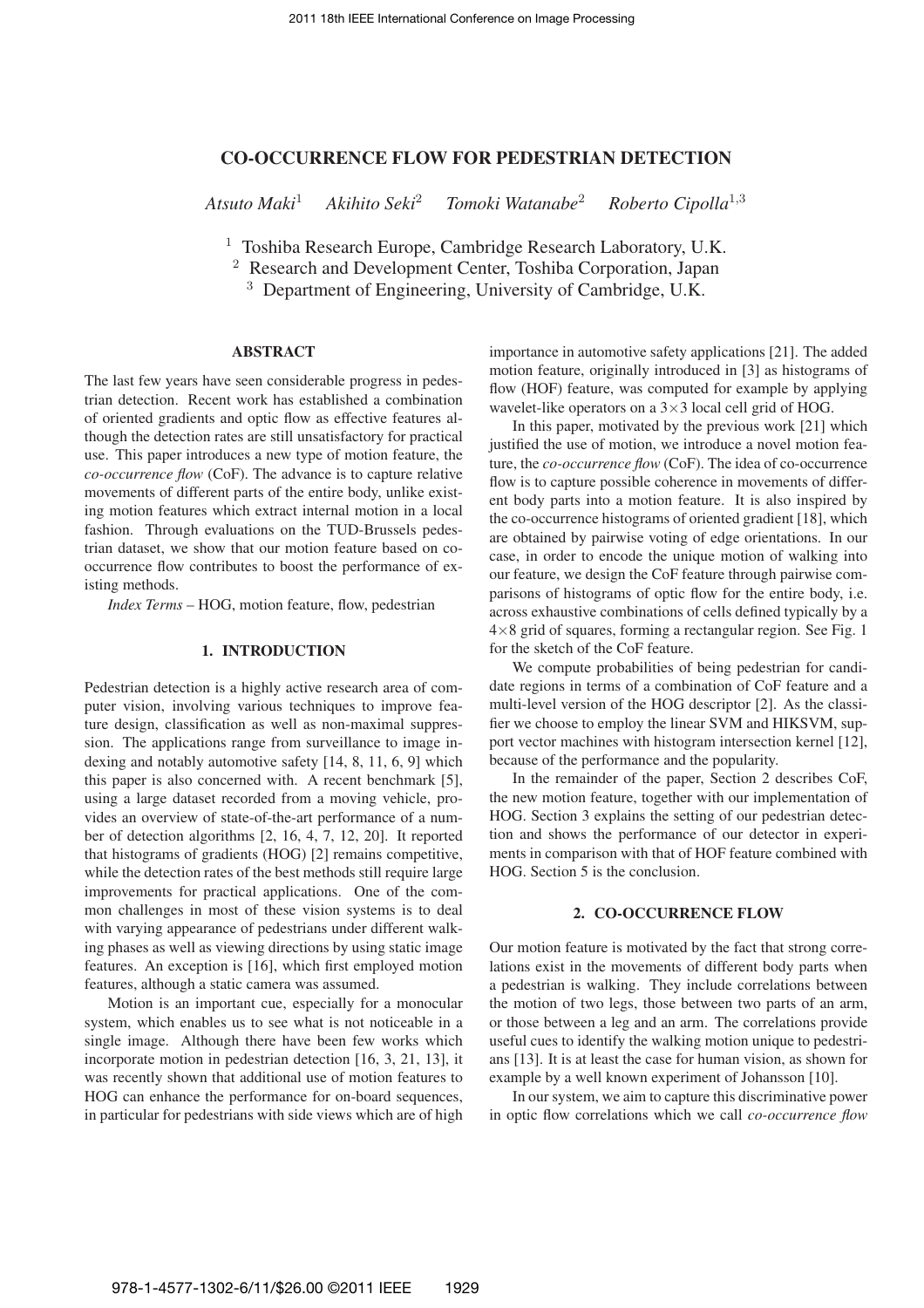# CO-OCCURRENCE FLOW FOR PEDESTRIAN DETECTION

*Atsuto Maki*[1] *Akihito Seki*[2] *Tomoki Watanabe*[2] *Roberto Cipolla*[1,3]

[1] Toshiba Research Europe, Cambridge Research Laboratory, U.K.
[2] Research and Development Center, Toshiba Corporation, Japan
[3] Department of Engineering, University of Cambridge, U.K.

## ABSTRACT

The last few years have seen considerable progress in pedestrian detection. Recent work has established a combination of oriented gradients and optic flow as effective features although the detection rates are still unsatisfactory for practical use. This paper introduces a new type of motion feature, the *co-occurrence flow* (CoF). The advance is to capture relative movements of different parts of the entire body, unlike existing motion features which extract internal motion in a local fashion. Through evaluations on the TUD-Brussels pedestrian dataset, we show that our motion feature based on co-occurrence flow contributes to boost the performance of existing methods.

*Index Terms* – HOG, motion feature, flow, pedestrian

## 1. INTRODUCTION

Pedestrian detection is a highly active research area of computer vision, involving various techniques to improve feature design, classification as well as non-maximal suppression. The applications range from surveillance to image indexing and notably automotive safety [14, 8, 11, 6, 9] which this paper is also concerned with. A recent benchmark [5], using a large dataset recorded from a moving vehicle, provides an overview of state-of-the-art performance of a number of detection algorithms [2, 16, 4, 7, 12, 20]. It reported that histograms of gradients (HOG) [2] remains competitive, while the detection rates of the best methods still require large improvements for practical applications. One of the common challenges in most of these vision systems is to deal with varying appearance of pedestrians under different walking phases as well as viewing directions by using static image features. An exception is [16], which first employed motion features, although a static camera was assumed.

Motion is an important cue, especially for a monocular system, which enables us to see what is not noticeable in a single image. Although there have been few works which incorporate motion in pedestrian detection [16, 3, 21, 13], it was recently shown that additional use of motion features to HOG can enhance the performance for on-board sequences, in particular for pedestrians with side views which are of high importance in automotive safety applications [21]. The added motion feature, originally introduced in [3] as histograms of flow (HOF) feature, was computed for example by applying wavelet-like operators on a $3\times3$ local cell grid of HOG.

In this paper, motivated by the previous work [21] which justified the use of motion, we introduce a novel motion feature, the *co-occurrence flow* (CoF). The idea of co-occurrence flow is to capture possible coherence in movements of different body parts into a motion feature. It is also inspired by the co-occurrence histograms of oriented gradient [18], which are obtained by pairwise voting of edge orientations. In our case, in order to encode the unique motion of walking into our feature, we design the CoF feature through pairwise comparisons of histograms of optic flow for the entire body, i.e. across exhaustive combinations of cells defined typically by a $4\times8$ grid of squares, forming a rectangular region. See Fig. 1 for the sketch of the CoF feature.

We compute probabilities of being pedestrian for candidate regions in terms of a combination of CoF feature and a multi-level version of the HOG descriptor [2]. As the classifier we choose to employ the linear SVM and HIKSVM, support vector machines with histogram intersection kernel [12], because of the performance and the popularity.

In the remainder of the paper, Section 2 describes CoF, the new motion feature, together with our implementation of HOG. Section 3 explains the setting of our pedestrian detection and shows the performance of our detector in experiments in comparison with that of HOF feature combined with HOG. Section 5 is the conclusion.

## 2. CO-OCCURRENCE FLOW

Our motion feature is motivated by the fact that strong correlations exist in the movements of different body parts when a pedestrian is walking. They include correlations between the motion of two legs, those between two parts of an arm, or those between a leg and an arm. The correlations provide useful cues to identify the walking motion unique to pedestrians [13]. It is at least the case for human vision, as shown for example by a well known experiment of Johansson [10].

In our system, we aim to capture this discriminative power in optic flow correlations which we call *co-occurrence flow*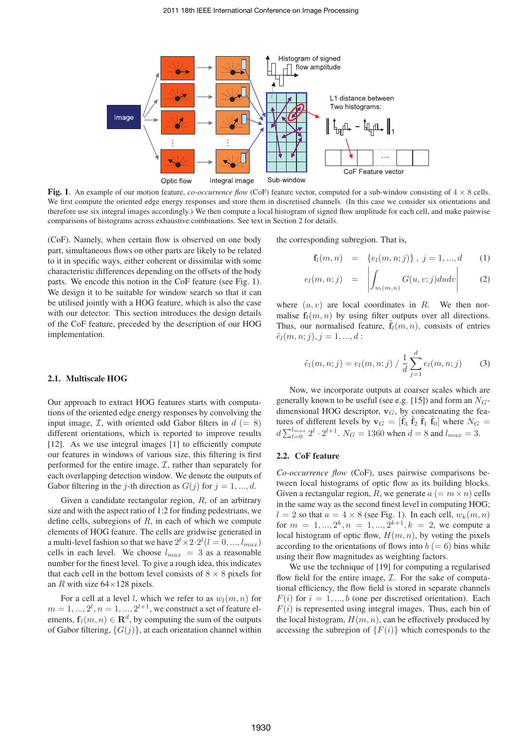Fig. 1. An example of our motion feature, *co-occurrence flow* (CoF) feature vector, computed for a sub-window consisting of $4 \times 8$ cells. We first compute the oriented edge energy responses and store them in discretised channels. (In this case we consider six orientations and therefore use six integral images accordingly.) We then compute a local histogram of signed flow amplitude for each cell, and make pairwise comparisons of histograms across exhaustive combinations. See text in Section 2 for details.

(CoF). Namely, when certain flow is observed on one body part, simultaneous flows on other parts are likely to be related to it in specific ways, either coherent or dissimilar with some characteristic differences depending on the offsets of the body parts. We encode this notion in the CoF feature (see Fig. 1). We design it to be suitable for window search so that it can be utilised jointly with a HOG feature, which is also the case with our detector. This section introduces the design details of the CoF feature, preceded by the description of our HOG implementation.

### 2.1. Multiscale HOG

Our approach to extract HOG features starts with computations of the oriented edge energy responses by convolving the input image, $\mathcal{I}$, with oriented odd Gabor filters in $d$ $(= 8)$ different orientations, which is reported to improve results [12]. As we use integral images [1] to efficiently compute our features in windows of various size, this filtering is first performed for the entire image, $\mathcal{I}$, rather than separately for each overlapping detection window. We denote the outputs of Gabor filtering in the $j$-th direction as $G(j)$ for $j = 1, ..., d$.

Given a candidate rectangular region, $R$, of an arbitrary size and with the aspect ratio of 1:2 for finding pedestrians, we define cells, subregions of $R$, in each of which we compute elements of HOG feature. The cells are gridwise generated in a multi-level fashion so that we have $2^l \times 2 \cdot 2^l (l = 0, ..., l_{max})$ cells in each level. We choose $l_{max} = 3$ as a reasonable number for the finest level. To give a rough idea, this indicates that each cell in the bottom level consists of $8 \times 8$ pixels for an $R$ with size $64 \times 128$ pixels.

For a cell at a level $l$, which we refer to as $w_l(m, n)$ for $m = 1, ..., 2^l, n = 1, ..., 2^{l+1}$, we construct a set of feature elements, $\mathbf{f}_l(m, n) \in \mathbf{R}^d$, by computing the sum of the outputs of Gabor filtering, $\{G(j)\}$, at each orientation channel within the corresponding subregion. That is,

$$\mathbf{f}_l(m, n) = \{e_l(m, n; j)\}, \; j = 1, ..., d \tag{1}$$

$$e_l(m, n; j) = \left| \int_{w_l(m,n)} G(u, v; j) du dv \right| \tag{2}$$

where $(u, v)$ are local coordinates in $R$. We then normalise $\mathbf{f}_l(m, n)$ by using filter outputs over all directions. Thus, our normalised feature, $\tilde{\mathbf{f}}_l(m, n)$, consists of entries $\tilde{e}_l(m, n; j), j = 1, ..., d$ :

$$\tilde{e}_l(m, n; j) = e_l(m, n; j) \,/\, \frac{1}{d} \sum_{j=1}^{d} e_l(m, n; j) \tag{3}$$

Now, we incorporate outputs at coarser scales which are generally known to be useful (see e.g. [15]) and form an $N_G$-dimensional HOG descriptor, $\mathbf{v}_G$, by concatenating the features of different levels by $\mathbf{v}_G = [\tilde{\mathbf{f}}_3 \; \tilde{\mathbf{f}}_2 \; \tilde{\mathbf{f}}_1 \; \tilde{\mathbf{f}}_0]$ where $N_G = d \sum_{l=0}^{l_{max}} 2^l \cdot 2^{l+1}$. $N_G = 1360$ when $d = 8$ and $l_{max} = 3$.

### 2.2. CoF feature

*Co-occurrence flow* (CoF), uses pairwise comparisons between local histograms of optic flow as its building blocks. Given a rectangular region, $R$, we generate $a$ $(= m \times n)$ cells in the same way as the second finest level in computing HOG; $l = 2$ so that $a = 4 \times 8$ (see Fig. 1). In each cell, $w_k(m, n)$ for $m = 1, ..., 2^k, n = 1, ..., 2^{k+1}, k = 2$, we compute a local histogram of optic flow, $H(m, n)$, by voting the pixels according to the orientations of flows into $b$ $(= 6)$ bins while using their flow magnitudes as weighting factors.

We use the technique of [19] for computing a regularised flow field for the entire image, $\mathcal{I}$. For the sake of computational efficiency, the flow field is stored in separate channels $F(i)$ for $i = 1, ..., b$ (one per discretised orientation). Each $F(i)$ is represented using integral images. Thus, each bin of the local histogram, $H(m, n)$, can be effectively produced by accessing the subregion of $\{F(i)\}$ which corresponds to the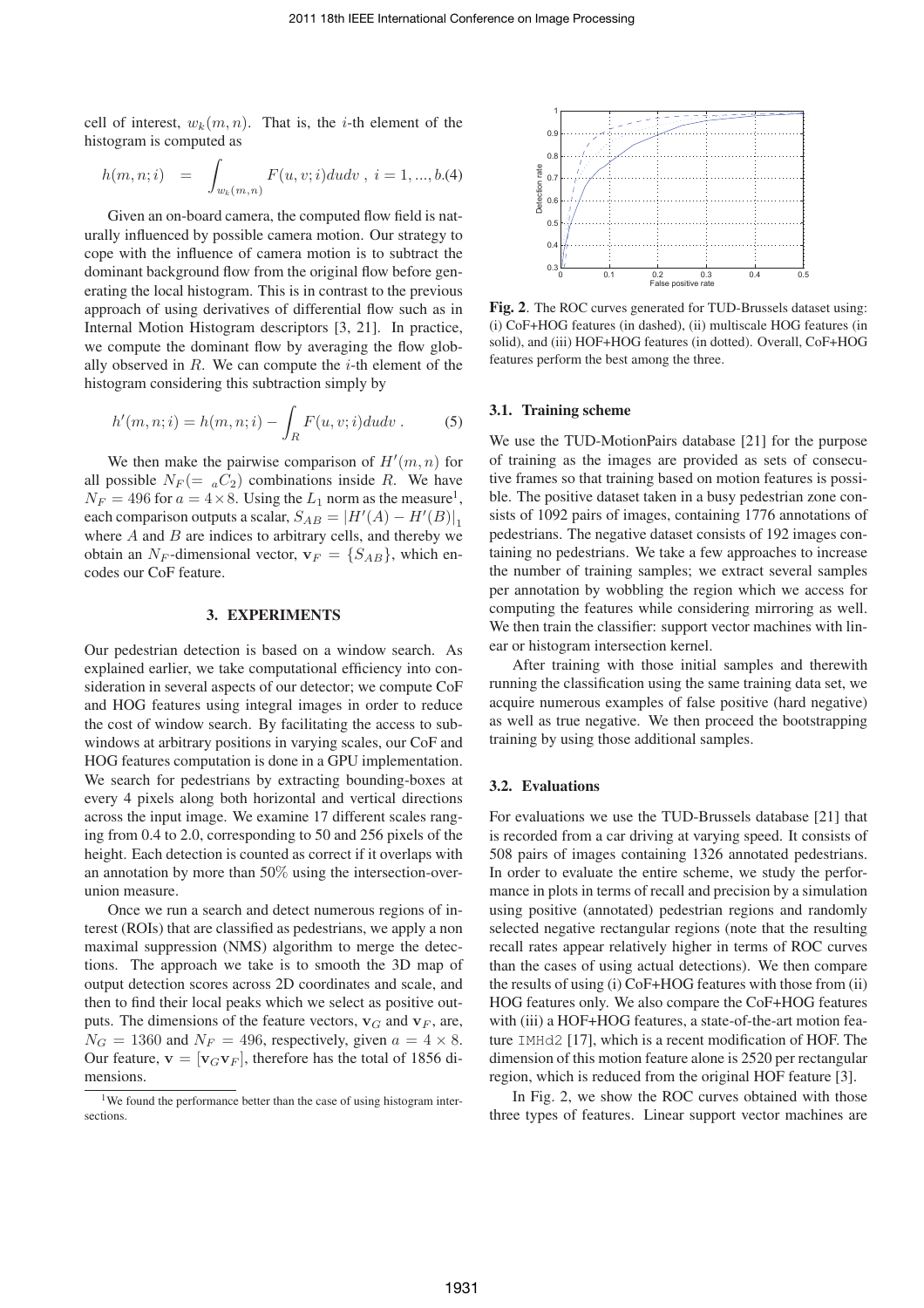cell of interest, $w_k(m,n)$. That is, the $i$-th element of the histogram is computed as

$$h(m,n;i) \;=\; \int_{w_k(m,n)} F(u,v;i)dudv\ ,\ i=1,...,b. \quad (4)$$

Given an on-board camera, the computed flow field is naturally influenced by possible camera motion. Our strategy to cope with the influence of camera motion is to subtract the dominant background flow from the original flow before generating the local histogram. This is in contrast to the previous approach of using derivatives of differential flow such as in Internal Motion Histogram descriptors [3, 21]. In practice, we compute the dominant flow by averaging the flow globally observed in $R$. We can compute the $i$-th element of the histogram considering this subtraction simply by

$$h'(m,n;i) = h(m,n;i) - \int_R F(u,v;i)dudv\ . \quad (5)$$

We then make the pairwise comparison of $H'(m,n)$ for all possible $N_F(=\ _aC_2)$ combinations inside $R$. We have $N_F = 496$ for $a = 4 \times 8$. Using the $L_1$ norm as the measure[1], each comparison outputs a scalar, $S_{AB} = |H'(A) - H'(B)|_1$ where $A$ and $B$ are indices to arbitrary cells, and thereby we obtain an $N_F$-dimensional vector, $\mathbf{v}_F = \{S_{AB}\}$, which encodes our CoF feature.

## 3. EXPERIMENTS

Our pedestrian detection is based on a window search. As explained earlier, we take computational efficiency into consideration in several aspects of our detector; we compute CoF and HOG features using integral images in order to reduce the cost of window search. By facilitating the access to subwindows at arbitrary positions in varying scales, our CoF and HOG features computation is done in a GPU implementation. We search for pedestrians by extracting bounding-boxes at every 4 pixels along both horizontal and vertical directions across the input image. We examine 17 different scales ranging from 0.4 to 2.0, corresponding to 50 and 256 pixels of the height. Each detection is counted as correct if it overlaps with an annotation by more than 50% using the intersection-over-union measure.

Once we run a search and detect numerous regions of interest (ROIs) that are classified as pedestrians, we apply a non maximal suppression (NMS) algorithm to merge the detections. The approach we take is to smooth the 3D map of output detection scores across 2D coordinates and scale, and then to find their local peaks which we select as positive outputs. The dimensions of the feature vectors, $\mathbf{v}_G$ and $\mathbf{v}_F$, are, $N_G = 1360$ and $N_F = 496$, respectively, given $a = 4 \times 8$. Our feature, $\mathbf{v} = [\mathbf{v}_G \mathbf{v}_F]$, therefore has the total of 1856 dimensions.

[1] We found the performance better than the case of using histogram intersections.

**Fig. 2**. The ROC curves generated for TUD-Brussels dataset using: (i) CoF+HOG features (in dashed), (ii) multiscale HOG features (in solid), and (iii) HOF+HOG features (in dotted). Overall, CoF+HOG features perform the best among the three.

### 3.1. Training scheme

We use the TUD-MotionPairs database [21] for the purpose of training as the images are provided as sets of consecutive frames so that training based on motion features is possible. The positive dataset taken in a busy pedestrian zone consists of 1092 pairs of images, containing 1776 annotations of pedestrians. The negative dataset consists of 192 images containing no pedestrians. We take a few approaches to increase the number of training samples; we extract several samples per annotation by wobbling the region which we access for computing the features while considering mirroring as well. We then train the classifier: support vector machines with linear or histogram intersection kernel.

After training with those initial samples and therewith running the classification using the same training data set, we acquire numerous examples of false positive (hard negative) as well as true negative. We then proceed the bootstrapping training by using those additional samples.

### 3.2. Evaluations

For evaluations we use the TUD-Brussels database [21] that is recorded from a car driving at varying speed. It consists of 508 pairs of images containing 1326 annotated pedestrians. In order to evaluate the entire scheme, we study the performance in plots in terms of recall and precision by a simulation using positive (annotated) pedestrian regions and randomly selected negative rectangular regions (note that the resulting recall rates appear relatively higher in terms of ROC curves than the cases of using actual detections). We then compare the results of using (i) CoF+HOG features with those from (ii) HOG features only. We also compare the CoF+HOG features with (iii) a HOF+HOG features, a state-of-the-art motion feature `IMHd2` [17], which is a recent modification of HOF. The dimension of this motion feature alone is 2520 per rectangular region, which is reduced from the original HOF feature [3].

In Fig. 2, we show the ROC curves obtained with those three types of features. Linear support vector machines are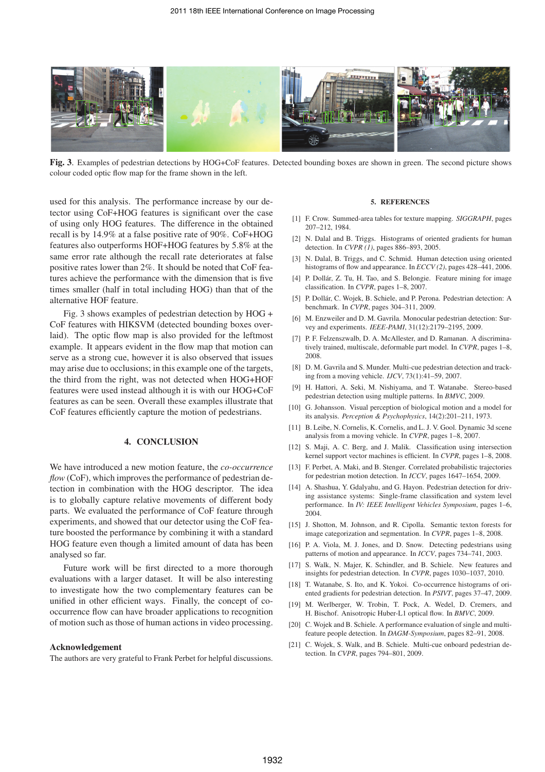**Fig. 3**. Examples of pedestrian detections by HOG+CoF features. Detected bounding boxes are shown in green. The second picture shows colour coded optic flow map for the frame shown in the left.

used for this analysis. The performance increase by our detector using CoF+HOG features is significant over the case of using only HOG features. The difference in the obtained recall is by 14.9% at a false positive rate of 90%. CoF+HOG features also outperforms HOF+HOG features by 5.8% at the same error rate although the recall rate deteriorates at false positive rates lower than 2%. It should be noted that CoF features achieve the performance with the dimension that is five times smaller (half in total including HOG) than that of the alternative HOF feature.

Fig. 3 shows examples of pedestrian detection by HOG + CoF features with HIKSVM (detected bounding boxes overlaid). The optic flow map is also provided for the leftmost example. It appears evident in the flow map that motion can serve as a strong cue, however it is also observed that issues may arise due to occlusions; in this example one of the targets, the third from the right, was not detected when HOG+HOF features were used instead although it is with our HOG+CoF features as can be seen. Overall these examples illustrate that CoF features efficiently capture the motion of pedestrians.

## 4. CONCLUSION

We have introduced a new motion feature, the *co-occurrence flow* (CoF), which improves the performance of pedestrian detection in combination with the HOG descriptor. The idea is to globally capture relative movements of different body parts. We evaluated the performance of CoF feature through experiments, and showed that our detector using the CoF feature boosted the performance by combining it with a standard HOG feature even though a limited amount of data has been analysed so far.

Future work will be first directed to a more thorough evaluations with a larger dataset. It will be also interesting to investigate how the two complementary features can be unified in other efficient ways. Finally, the concept of co-occurrence flow can have broader applications to recognition of motion such as those of human actions in video processing.

### Acknowledgement

The authors are very grateful to Frank Perbet for helpful discussions.

## 5. REFERENCES

[1] F. Crow. Summed-area tables for texture mapping. *SIGGRAPH*, pages 207–212, 1984.

[2] N. Dalal and B. Triggs. Histograms of oriented gradients for human detection. In *CVPR (1)*, pages 886–893, 2005.

[3] N. Dalal, B. Triggs, and C. Schmid. Human detection using oriented histograms of flow and appearance. In *ECCV (2)*, pages 428–441, 2006.

[4] P. Dollár, Z. Tu, H. Tao, and S. Belongie. Feature mining for image classification. In *CVPR*, pages 1–8, 2007.

[5] P. Dollár, C. Wojek, B. Schiele, and P. Perona. Pedestrian detection: A benchmark. In *CVPR*, pages 304–311, 2009.

[6] M. Enzweiler and D. M. Gavrila. Monocular pedestrian detection: Survey and experiments. *IEEE-PAMI*, 31(12):2179–2195, 2009.

[7] P. F. Felzenszwalb, D. A. McAllester, and D. Ramanan. A discriminatively trained, multiscale, deformable part model. In *CVPR*, pages 1–8, 2008.

[8] D. M. Gavrila and S. Munder. Multi-cue pedestrian detection and tracking from a moving vehicle. *IJCV*, 73(1):41–59, 2007.

[9] H. Hattori, A. Seki, M. Nishiyama, and T. Watanabe. Stereo-based pedestrian detection using multiple patterns. In *BMVC*, 2009.

[10] G. Johansson. Visual perception of biological motion and a model for its analysis. *Perception & Psychophysics*, 14(2):201–211, 1973.

[11] B. Leibe, N. Cornelis, K. Cornelis, and L. J. V. Gool. Dynamic 3d scene analysis from a moving vehicle. In *CVPR*, pages 1–8, 2007.

[12] S. Maji, A. C. Berg, and J. Malik. Classification using intersection kernel support vector machines is efficient. In *CVPR*, pages 1–8, 2008.

[13] F. Perbet, A. Maki, and B. Stenger. Correlated probabilistic trajectories for pedestrian motion detection. In *ICCV*, pages 1647–1654, 2009.

[14] A. Shashua, Y. Gdalyahu, and G. Hayon. Pedestrian detection for driving assistance systems: Single-frame classification and system level performance. In *IV: IEEE Intelligent Vehicles Symposium*, pages 1–6, 2004.

[15] J. Shotton, M. Johnson, and R. Cipolla. Semantic texton forests for image categorization and segmentation. In *CVPR*, pages 1–8, 2008.

[16] P. A. Viola, M. J. Jones, and D. Snow. Detecting pedestrians using patterns of motion and appearance. In *ICCV*, pages 734–741, 2003.

[17] S. Walk, N. Majer, K. Schindler, and B. Schiele. New features and insights for pedestrian detection. In *CVPR*, pages 1030–1037, 2010.

[18] T. Watanabe, S. Ito, and K. Yokoi. Co-occurrence histograms of oriented gradients for pedestrian detection. In *PSIVT*, pages 37–47, 2009.

[19] M. Werlberger, W. Trobin, T. Pock, A. Wedel, D. Cremers, and H. Bischof. Anisotropic Huber-L1 optical flow. In *BMVC*, 2009.

[20] C. Wojek and B. Schiele. A performance evaluation of single and multi-feature people detection. In *DAGM-Symposium*, pages 82–91, 2008.

[21] C. Wojek, S. Walk, and B. Schiele. Multi-cue onboard pedestrian detection. In *CVPR*, pages 794–801, 2009.